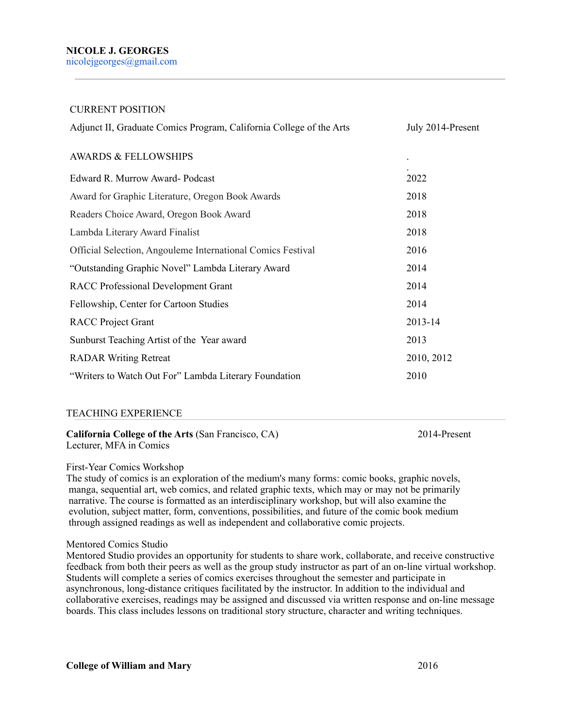**NICOLE J. GEORGES**
nicolejgeorges@gmail.com

---

## CURRENT POSITION

| | |
|---|---|
| Adjunct II, Graduate Comics Program, California College of the Arts | July 2014-Present |

## AWARDS & FELLOWSHIPS

| | |
|---|---|
| Edward R. Murrow Award- Podcast | 2022 |
| Award for Graphic Literature, Oregon Book Awards | 2018 |
| Readers Choice Award, Oregon Book Award | 2018 |
| Lambda Literary Award Finalist | 2018 |
| Official Selection, Angouleme International Comics Festival | 2016 |
| "Outstanding Graphic Novel" Lambda Literary Award | 2014 |
| RACC Professional Development Grant | 2014 |
| Fellowship, Center for Cartoon Studies | 2014 |
| RACC Project Grant | 2013-14 |
| Sunburst Teaching Artist of the Year award | 2013 |
| RADAR Writing Retreat | 2010, 2012 |
| "Writers to Watch Out For" Lambda Literary Foundation | 2010 |

## TEACHING EXPERIENCE

**California College of the Arts** (San Francisco, CA) — 2014-Present
Lecturer, MFA in Comics

First-Year Comics Workshop
The study of comics is an exploration of the medium's many forms: comic books, graphic novels, manga, sequential art, web comics, and related graphic texts, which may or may not be primarily narrative. The course is formatted as an interdisciplinary workshop, but will also examine the evolution, subject matter, form, conventions, possibilities, and future of the comic book medium through assigned readings as well as independent and collaborative comic projects.

Mentored Comics Studio
Mentored Studio provides an opportunity for students to share work, collaborate, and receive constructive feedback from both their peers as well as the group study instructor as part of an on-line virtual workshop. Students will complete a series of comics exercises throughout the semester and participate in asynchronous, long-distance critiques facilitated by the instructor. In addition to the individual and collaborative exercises, readings may be assigned and discussed via written response and on-line message boards. This class includes lessons on traditional story structure, character and writing techniques.

**College of William and Mary** — 2016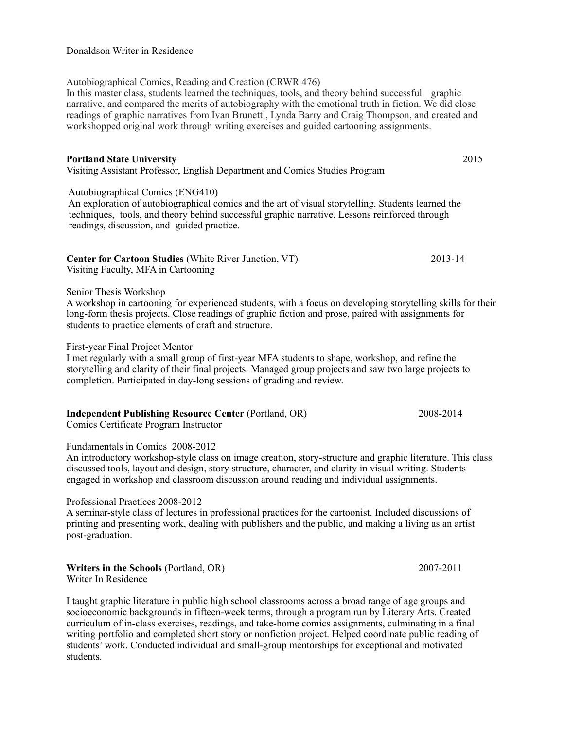Donaldson Writer in Residence

Autobiographical Comics, Reading and Creation (CRWR 476)
In this master class, students learned the techniques, tools, and theory behind successful graphic narrative, and compared the merits of autobiography with the emotional truth in fiction. We did close readings of graphic narratives from Ivan Brunetti, Lynda Barry and Craig Thompson, and created and workshopped original work through writing exercises and guided cartooning assignments.

**Portland State University** 2015
Visiting Assistant Professor, English Department and Comics Studies Program

Autobiographical Comics (ENG410)
An exploration of autobiographical comics and the art of visual storytelling. Students learned the techniques, tools, and theory behind successful graphic narrative. Lessons reinforced through readings, discussion, and guided practice.

**Center for Cartoon Studies** (White River Junction, VT) 2013-14
Visiting Faculty, MFA in Cartooning

Senior Thesis Workshop
A workshop in cartooning for experienced students, with a focus on developing storytelling skills for their long-form thesis projects. Close readings of graphic fiction and prose, paired with assignments for students to practice elements of craft and structure.

First-year Final Project Mentor
I met regularly with a small group of first-year MFA students to shape, workshop, and refine the storytelling and clarity of their final projects. Managed group projects and saw two large projects to completion. Participated in day-long sessions of grading and review.

**Independent Publishing Resource Center** (Portland, OR) 2008-2014
Comics Certificate Program Instructor

Fundamentals in Comics 2008-2012
An introductory workshop-style class on image creation, story-structure and graphic literature. This class discussed tools, layout and design, story structure, character, and clarity in visual writing. Students engaged in workshop and classroom discussion around reading and individual assignments.

Professional Practices 2008-2012
A seminar-style class of lectures in professional practices for the cartoonist. Included discussions of printing and presenting work, dealing with publishers and the public, and making a living as an artist post-graduation.

**Writers in the Schools** (Portland, OR) 2007-2011
Writer In Residence

I taught graphic literature in public high school classrooms across a broad range of age groups and socioeconomic backgrounds in fifteen-week terms, through a program run by Literary Arts. Created curriculum of in-class exercises, readings, and take-home comics assignments, culminating in a final writing portfolio and completed short story or nonfiction project. Helped coordinate public reading of students' work. Conducted individual and small-group mentorships for exceptional and motivated students.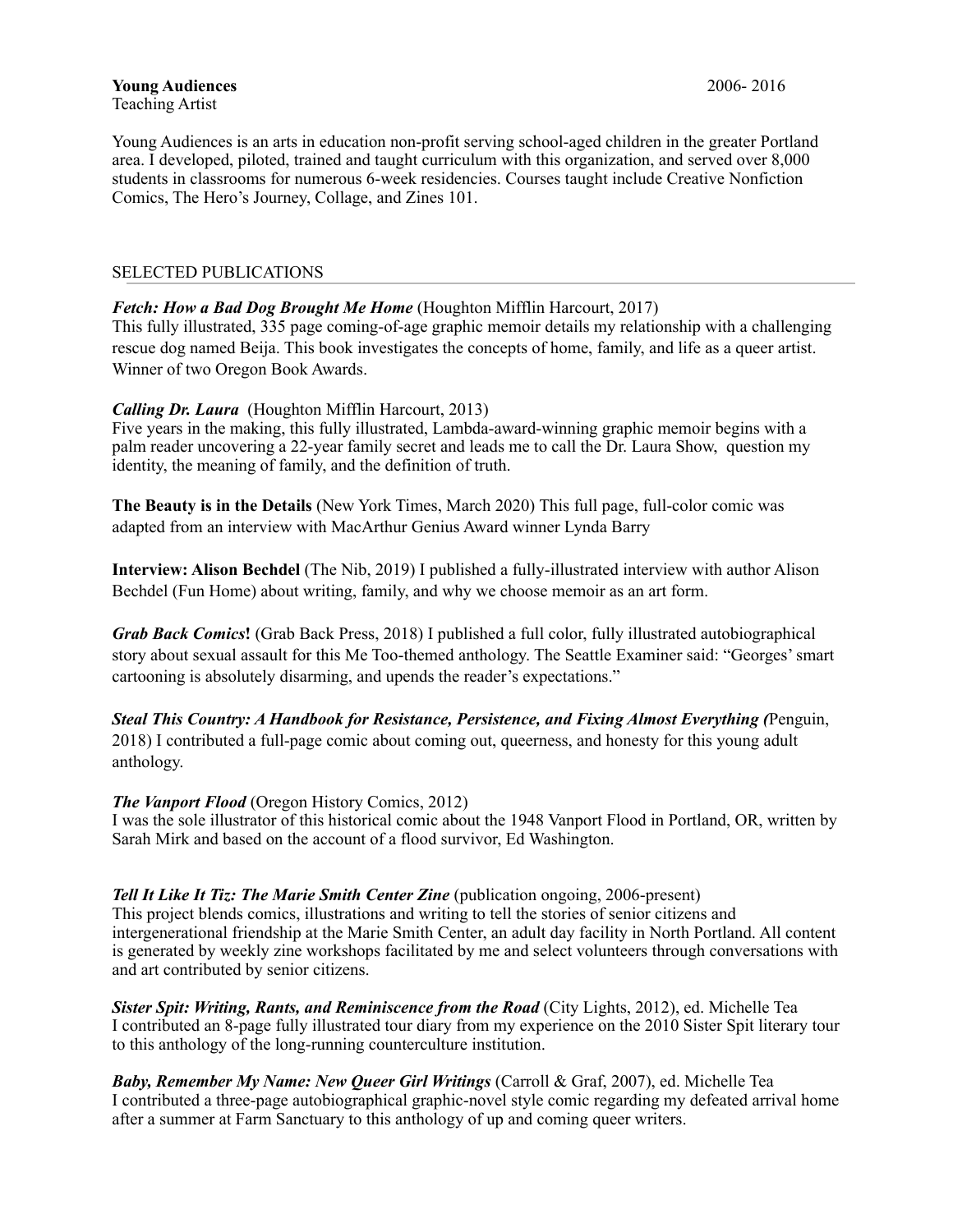**Young Audiences** 2006- 2016
Teaching Artist

Young Audiences is an arts in education non-profit serving school-aged children in the greater Portland area. I developed, piloted, trained and taught curriculum with this organization, and served over 8,000 students in classrooms for numerous 6-week residencies. Courses taught include Creative Nonfiction Comics, The Hero's Journey, Collage, and Zines 101.

## SELECTED PUBLICATIONS

***Fetch: How a Bad Dog Brought Me Home*** (Houghton Mifflin Harcourt, 2017)
This fully illustrated, 335 page coming-of-age graphic memoir details my relationship with a challenging rescue dog named Beija. This book investigates the concepts of home, family, and life as a queer artist. Winner of two Oregon Book Awards.

***Calling Dr. Laura*** (Houghton Mifflin Harcourt, 2013)
Five years in the making, this fully illustrated, Lambda-award-winning graphic memoir begins with a palm reader uncovering a 22-year family secret and leads me to call the Dr. Laura Show, question my identity, the meaning of family, and the definition of truth.

**The Beauty is in the Details** (New York Times, March 2020) This full page, full-color comic was adapted from an interview with MacArthur Genius Award winner Lynda Barry

**Interview: Alison Bechdel** (The Nib, 2019) I published a fully-illustrated interview with author Alison Bechdel (Fun Home) about writing, family, and why we choose memoir as an art form.

***Grab Back Comics*!** (Grab Back Press, 2018) I published a full color, fully illustrated autobiographical story about sexual assault for this Me Too-themed anthology. The Seattle Examiner said: "Georges' smart cartooning is absolutely disarming, and upends the reader's expectations."

***Steal This Country: A Handbook for Resistance, Persistence, and Fixing Almost Everything (*** Penguin, 2018) I contributed a full-page comic about coming out, queerness, and honesty for this young adult anthology.

***The Vanport Flood*** (Oregon History Comics, 2012)
I was the sole illustrator of this historical comic about the 1948 Vanport Flood in Portland, OR, written by Sarah Mirk and based on the account of a flood survivor, Ed Washington.

***Tell It Like It Tiz: The Marie Smith Center Zine*** (publication ongoing, 2006-present)
This project blends comics, illustrations and writing to tell the stories of senior citizens and intergenerational friendship at the Marie Smith Center, an adult day facility in North Portland. All content is generated by weekly zine workshops facilitated by me and select volunteers through conversations with and art contributed by senior citizens.

***Sister Spit: Writing, Rants, and Reminiscence from the Road*** (City Lights, 2012), ed. Michelle Tea
I contributed an 8-page fully illustrated tour diary from my experience on the 2010 Sister Spit literary tour to this anthology of the long-running counterculture institution.

***Baby, Remember My Name: New Queer Girl Writings*** (Carroll & Graf, 2007), ed. Michelle Tea
I contributed a three-page autobiographical graphic-novel style comic regarding my defeated arrival home after a summer at Farm Sanctuary to this anthology of up and coming queer writers.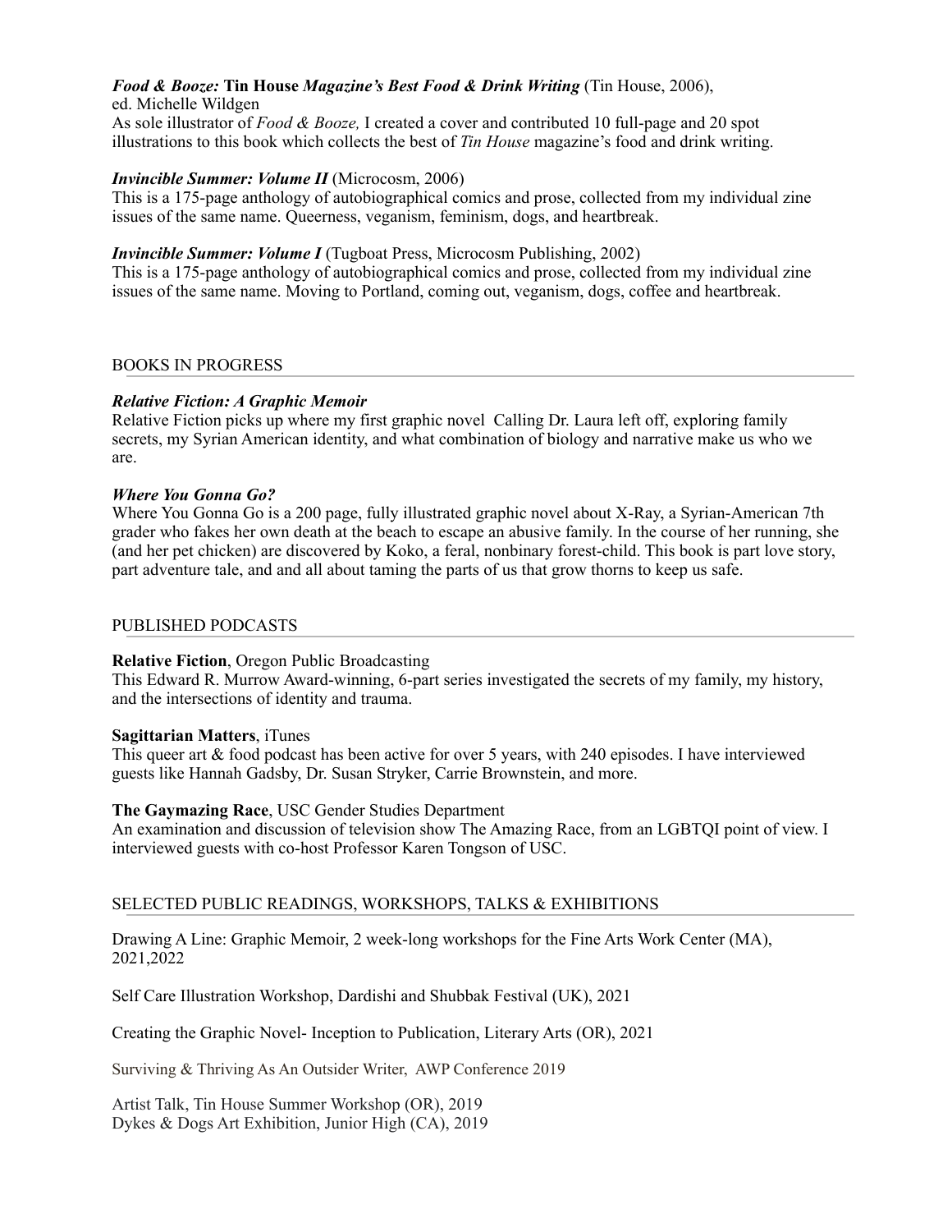***Food & Booze:* Tin House *Magazine's Best Food & Drink Writing*** (Tin House, 2006), ed. Michelle Wildgen
As sole illustrator of *Food & Booze,* I created a cover and contributed 10 full-page and 20 spot illustrations to this book which collects the best of *Tin House* magazine's food and drink writing.

***Invincible Summer: Volume II*** (Microcosm, 2006)
This is a 175-page anthology of autobiographical comics and prose, collected from my individual zine issues of the same name. Queerness, veganism, feminism, dogs, and heartbreak.

***Invincible Summer: Volume I*** (Tugboat Press, Microcosm Publishing, 2002)
This is a 175-page anthology of autobiographical comics and prose, collected from my individual zine issues of the same name. Moving to Portland, coming out, veganism, dogs, coffee and heartbreak.

## BOOKS IN PROGRESS

***Relative Fiction: A Graphic Memoir***
Relative Fiction picks up where my first graphic novel Calling Dr. Laura left off, exploring family secrets, my Syrian American identity, and what combination of biology and narrative make us who we are.

***Where You Gonna Go?***
Where You Gonna Go is a 200 page, fully illustrated graphic novel about X-Ray, a Syrian-American 7th grader who fakes her own death at the beach to escape an abusive family. In the course of her running, she (and her pet chicken) are discovered by Koko, a feral, nonbinary forest-child. This book is part love story, part adventure tale, and and all about taming the parts of us that grow thorns to keep us safe.

## PUBLISHED PODCASTS

**Relative Fiction**, Oregon Public Broadcasting
This Edward R. Murrow Award-winning, 6-part series investigated the secrets of my family, my history, and the intersections of identity and trauma.

**Sagittarian Matters**, iTunes
This queer art & food podcast has been active for over 5 years, with 240 episodes. I have interviewed guests like Hannah Gadsby, Dr. Susan Stryker, Carrie Brownstein, and more.

**The Gaymazing Race**, USC Gender Studies Department
An examination and discussion of television show The Amazing Race, from an LGBTQI point of view. I interviewed guests with co-host Professor Karen Tongson of USC.

## SELECTED PUBLIC READINGS, WORKSHOPS, TALKS & EXHIBITIONS

Drawing A Line: Graphic Memoir, 2 week-long workshops for the Fine Arts Work Center (MA), 2021,2022

Self Care Illustration Workshop, Dardishi and Shubbak Festival (UK), 2021

Creating the Graphic Novel- Inception to Publication, Literary Arts (OR), 2021

Surviving & Thriving As An Outsider Writer, AWP Conference 2019

Artist Talk, Tin House Summer Workshop (OR), 2019
Dykes & Dogs Art Exhibition, Junior High (CA), 2019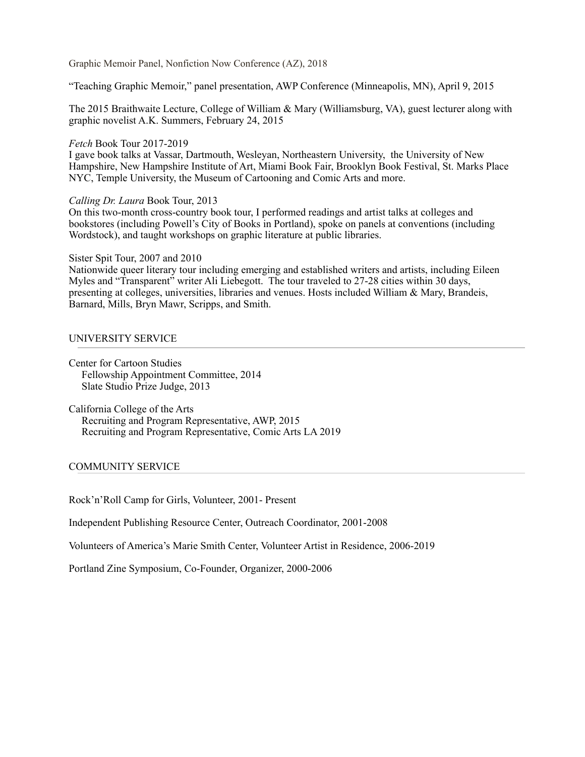Graphic Memoir Panel, Nonfiction Now Conference (AZ), 2018

"Teaching Graphic Memoir," panel presentation, AWP Conference (Minneapolis, MN), April 9, 2015

The 2015 Braithwaite Lecture, College of William & Mary (Williamsburg, VA), guest lecturer along with graphic novelist A.K. Summers, February 24, 2015

*Fetch* Book Tour 2017-2019
I gave book talks at Vassar, Dartmouth, Wesleyan, Northeastern University, the University of New Hampshire, New Hampshire Institute of Art, Miami Book Fair, Brooklyn Book Festival, St. Marks Place NYC, Temple University, the Museum of Cartooning and Comic Arts and more.

*Calling Dr. Laura* Book Tour, 2013
On this two-month cross-country book tour, I performed readings and artist talks at colleges and bookstores (including Powell's City of Books in Portland), spoke on panels at conventions (including Wordstock), and taught workshops on graphic literature at public libraries.

Sister Spit Tour, 2007 and 2010
Nationwide queer literary tour including emerging and established writers and artists, including Eileen Myles and "Transparent" writer Ali Liebegott. The tour traveled to 27-28 cities within 30 days, presenting at colleges, universities, libraries and venues. Hosts included William & Mary, Brandeis, Barnard, Mills, Bryn Mawr, Scripps, and Smith.

## UNIVERSITY SERVICE

Center for Cartoon Studies
- Fellowship Appointment Committee, 2014
- Slate Studio Prize Judge, 2013

California College of the Arts
- Recruiting and Program Representative, AWP, 2015
- Recruiting and Program Representative, Comic Arts LA 2019

## COMMUNITY SERVICE

Rock'n'Roll Camp for Girls, Volunteer, 2001- Present

Independent Publishing Resource Center, Outreach Coordinator, 2001-2008

Volunteers of America's Marie Smith Center, Volunteer Artist in Residence, 2006-2019

Portland Zine Symposium, Co-Founder, Organizer, 2000-2006